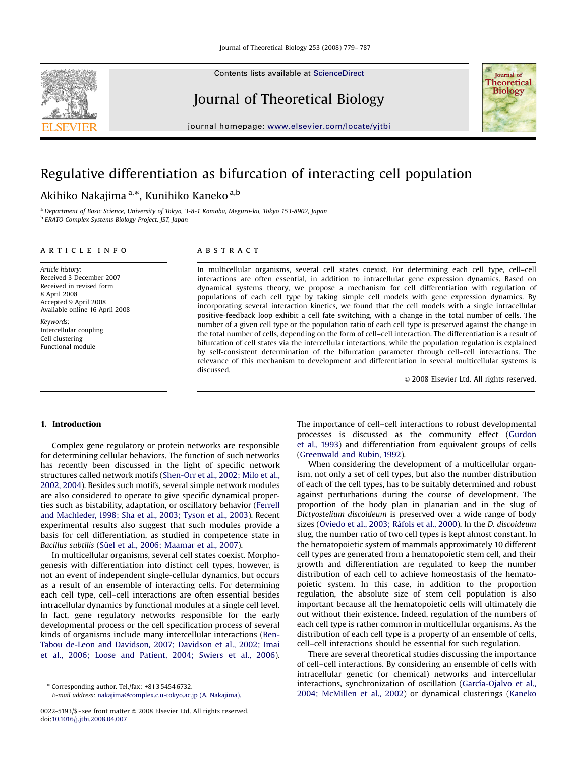# Regulative differentiation as bifurcation of interacting cell population

Akihiko Nakajima [a,*], Kunihiko Kaneko [a,b]

[a] Department of Basic Science, University of Tokyo, 3-8-1 Komaba, Meguro-ku, Tokyo 153-8902, Japan
[b] ERATO Complex Systems Biology Project, JST, Japan

**ARTICLE INFO**

*Article history:*
Received 3 December 2007
Received in revised form
8 April 2008
Accepted 9 April 2008
Available online 16 April 2008

*Keywords:*
Intercellular coupling
Cell clustering
Functional module

**ABSTRACT**

In multicellular organisms, several cell states coexist. For determining each cell type, cell–cell interactions are often essential, in addition to intracellular gene expression dynamics. Based on dynamical systems theory, we propose a mechanism for cell differentiation with regulation of populations of each cell type by taking simple cell models with gene expression dynamics. By incorporating several interaction kinetics, we found that the cell models with a single intracellular positive-feedback loop exhibit a cell fate switching, with a change in the total number of cells. The number of a given cell type or the population ratio of each cell type is preserved against the change in the total number of cells, depending on the form of cell–cell interaction. The differentiation is a result of bifurcation of cell states via the intercellular interactions, while the population regulation is explained by self-consistent determination of the bifurcation parameter through cell–cell interactions. The relevance of this mechanism to development and differentiation in several multicellular systems is discussed.

© 2008 Elsevier Ltd. All rights reserved.

## 1. Introduction

Complex gene regulatory or protein networks are responsible for determining cellular behaviors. The function of such networks has recently been discussed in the light of specific network structures called network motifs (Shen-Orr et al., 2002; Milo et al., 2002, 2004). Besides such motifs, several simple network modules are also considered to operate to give specific dynamical properties such as bistability, adaptation, or oscillatory behavior (Ferrell and Machleder, 1998; Sha et al., 2003; Tyson et al., 2003). Recent experimental results also suggest that such modules provide a basis for cell differentiation, as studied in competence state in *Bacillus subtilis* (Süel et al., 2006; Maamar et al., 2007).

In multicellular organisms, several cell states coexist. Morphogenesis with differentiation into distinct cell types, however, is not an event of independent single-cellular dynamics, but occurs as a result of an ensemble of interacting cells. For determining each cell type, cell–cell interactions are often essential besides intracellular dynamics by functional modules at a single cell level. In fact, gene regulatory networks responsible for the early developmental process or the cell specification process of several kinds of organisms include many intercellular interactions (Ben-Tabou de-Leon and Davidson, 2007; Davidson et al., 2002; Imai et al., 2006; Loose and Patient, 2004; Swiers et al., 2006). The importance of cell–cell interactions to robust developmental processes is discussed as the community effect (Gurdon et al., 1993) and differentiation from equivalent groups of cells (Greenwald and Rubin, 1992).

When considering the development of a multicellular organism, not only a set of cell types, but also the number distribution of each of the cell types, has to be suitably determined and robust against perturbations during the course of development. The proportion of the body plan in planarian and in the slug of *Dictyostelium discoideum* is preserved over a wide range of body sizes (Oviedo et al., 2003; Ràfols et al., 2000). In the *D. discoideum* slug, the number ratio of two cell types is kept almost constant. In the hematopoietic system of mammals approximately 10 different cell types are generated from a hematopoietic stem cell, and their growth and differentiation are regulated to keep the number distribution of each cell to achieve homeostasis of the hematopoietic system. In this case, in addition to the proportion regulation, the absolute size of stem cell population is also important because all the hematopoietic cells will ultimately die out without their existence. Indeed, regulation of the numbers of each cell type is rather common in multicellular organisms. As the distribution of each cell type is a property of an ensemble of cells, cell–cell interactions should be essential for such regulation.

There are several theoretical studies discussing the importance of cell–cell interactions. By considering an ensemble of cells with intracellular genetic (or chemical) networks and intercellular interactions, synchronization of oscillation (García-Ojalvo et al., 2004; McMillen et al., 2002) or dynamical clusterings (Kaneko

* Corresponding author. Tel./fax: +81 3 5454 6732.
E-mail address: nakajima@complex.c.u-tokyo.ac.jp (A. Nakajima).

0022-5193/$ - see front matter © 2008 Elsevier Ltd. All rights reserved.
doi:10.1016/j.jtbi.2008.04.007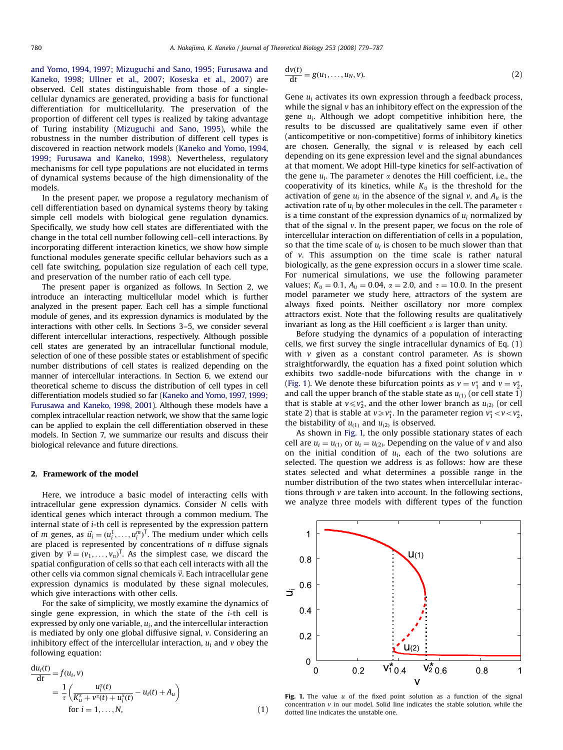and Yomo, 1994, 1997; Mizuguchi and Sano, 1995; Furusawa and Kaneko, 1998; Ullner et al., 2007; Koseska et al., 2007) are observed. Cell states distinguishable from those of a single-cellular dynamics are generated, providing a basis for functional differentiation for multicellularity. The preservation of the proportion of different cell types is realized by taking advantage of Turing instability (Mizuguchi and Sano, 1995), while the robustness in the number distribution of different cell types is discovered in reaction network models (Kaneko and Yomo, 1994, 1999; Furusawa and Kaneko, 1998). Nevertheless, regulatory mechanisms for cell type populations are not elucidated in terms of dynamical systems because of the high dimensionality of the models.

In the present paper, we propose a regulatory mechanism of cell differentiation based on dynamical systems theory by taking simple cell models with biological gene regulation dynamics. Specifically, we study how cell states are differentiated with the change in the total cell number following cell–cell interactions. By incorporating different interaction kinetics, we show how simple functional modules generate specific cellular behaviors such as a cell fate switching, population size regulation of each cell type, and preservation of the number ratio of each cell type.

The present paper is organized as follows. In Section 2, we introduce an interacting multicellular model which is further analyzed in the present paper. Each cell has a simple functional module of genes, and its expression dynamics is modulated by the interactions with other cells. In Sections 3–5, we consider several different intercellular interactions, respectively. Although possible cell states are generated by an intracellular functional module, selection of one of these possible states or establishment of specific number distributions of cell states is realized depending on the manner of intercellular interactions. In Section 6, we extend our theoretical scheme to discuss the distribution of cell types in cell differentiation models studied so far (Kaneko and Yomo, 1997, 1999; Furusawa and Kaneko, 1998, 2001). Although these models have a complex intracellular reaction network, we show that the same logic can be applied to explain the cell differentiation observed in these models. In Section 7, we summarize our results and discuss their biological relevance and future directions.

## 2. Framework of the model

Here, we introduce a basic model of interacting cells with intracellular gene expression dynamics. Consider $N$ cells with identical genes which interact through a common medium. The internal state of $i$-th cell is represented by the expression pattern of $m$ genes, as $\vec{u}_i = (u_i^1, \ldots, u_i^m)^{\mathrm{T}}$. The medium under which cells are placed is represented by concentrations of $n$ diffuse signals given by $\vec{v} = (v_1, \ldots, v_n)^{\mathrm{T}}$. As the simplest case, we discard the spatial configuration of cells so that each cell interacts with all the other cells via common signal chemicals $\vec{v}$. Each intracellular gene expression dynamics is modulated by these signal molecules, which give interactions with other cells.

For the sake of simplicity, we mostly examine the dynamics of single gene expression, in which the state of the $i$-th cell is expressed by only one variable, $u_i$, and the intercellular interaction is mediated by only one global diffusive signal, $v$. Considering an inhibitory effect of the intercellular interaction, $u_i$ and $v$ obey the following equation:

$$
\begin{aligned}
\frac{du_i(t)}{dt} &= f(u_i, v) \\
&= \frac{1}{\tau}\left(\frac{u_i^{\alpha}(t)}{K_u^{\alpha} + v^{\alpha}(t) + u_i^{\alpha}(t)} - u_i(t) + A_u\right) \\
&\quad \text{for } i = 1, \ldots, N,
\end{aligned}
\tag{1}
$$

$$
\frac{dv(t)}{dt} = g(u_1, \ldots, u_N, v). \tag{2}
$$

Gene $u_i$ activates its own expression through a feedback process, while the signal $v$ has an inhibitory effect on the expression of the gene $u_i$. Although we adopt competitive inhibition here, the results to be discussed are qualitatively same even if other (anticompetitive or non-competitive) forms of inhibitory kinetics are chosen. Generally, the signal $v$ is released by each cell depending on its gene expression level and the signal abundances at that moment. We adopt Hill-type kinetics for self-activation of the gene $u_i$. The parameter $\alpha$ denotes the Hill coefficient, i.e., the cooperativity of its kinetics, while $K_u$ is the threshold for the activation of gene $u_i$ in the absence of the signal $v$, and $A_u$ is the activation rate of $u_i$ by other molecules in the cell. The parameter $\tau$ is a time constant of the expression dynamics of $u_i$ normalized by that of the signal $v$. In the present paper, we focus on the role of intercellular interaction on differentiation of cells in a population, so that the time scale of $u_i$ is chosen to be much slower than that of $v$. This assumption on the time scale is rather natural biologically, as the gene expression occurs in a slower time scale. For numerical simulations, we use the following parameter values; $K_u = 0.1$, $A_u = 0.04$, $\alpha = 2.0$, and $\tau = 10.0$. In the present model parameter we study here, attractors of the system are always fixed points. Neither oscillatory nor more complex attractors exist. Note that the following results are qualitatively invariant as long as the Hill coefficient $\alpha$ is larger than unity.

Before studying the dynamics of a population of interacting cells, we first survey the single intracellular dynamics of Eq. (1) with $v$ given as a constant control parameter. As is shown straightforwardly, the equation has a fixed point solution which exhibits two saddle-node bifurcations with the change in $v$ (Fig. 1). We denote these bifurcation points as $v = v_1^*$ and $v = v_2^*$, and call the upper branch of the stable state as $u_{(1)}$ (or cell state 1) that is stable at $v \leqslant v_2^*$, and the other lower branch as $u_{(2)}$ (or cell state 2) that is stable at $v \geqslant v_1^*$. In the parameter region $v_1^* < v < v_2^*$, the bistability of $u_{(1)}$ and $u_{(2)}$ is observed.

As shown in Fig. 1, the only possible stationary states of each cell are $u_i = u_{(1)}$ or $u_i = u_{(2)}$. Depending on the value of $v$ and also on the initial condition of $u_i$, each of the two solutions are selected. The question we address is as follows: how are these states selected and what determines a possible range in the number distribution of the two states when intercellular interactions through $v$ are taken into account. In the following sections, we analyze three models with different types of the function

**Fig. 1.** The value $u$ of the fixed point solution as a function of the signal concentration $v$ in our model. Solid line indicates the stable solution, while the dotted line indicates the unstable one.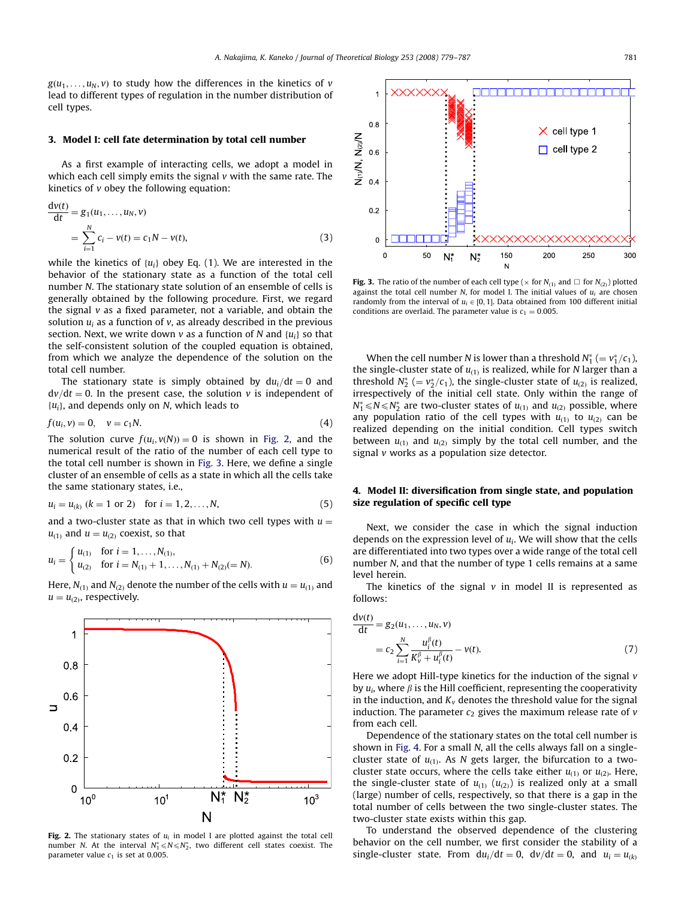$g(u_1, \ldots, u_N, v)$ to study how the differences in the kinetics of $v$ lead to different types of regulation in the number distribution of cell types.

## 3. Model I: cell fate determination by total cell number

As a first example of interacting cells, we adopt a model in which each cell simply emits the signal $v$ with the same rate. The kinetics of $v$ obey the following equation:

$$\frac{\mathrm{d}v(t)}{\mathrm{d}t} = g_1(u_1, \ldots, u_N, v) = \sum_{i=1}^{N} c_i - v(t) = c_1 N - v(t), \tag{3}$$

while the kinetics of $\{u_i\}$ obey Eq. (1). We are interested in the behavior of the stationary state as a function of the total cell number $N$. The stationary state solution of an ensemble of cells is generally obtained by the following procedure. First, we regard the signal $v$ as a fixed parameter, not a variable, and obtain the solution $u_i$ as a function of $v$, as already described in the previous section. Next, we write down $v$ as a function of $N$ and $\{u_i\}$ so that the self-consistent solution of the coupled equation is obtained, from which we analyze the dependence of the solution on the total cell number.

The stationary state is simply obtained by $\mathrm{d}u_i/\mathrm{d}t = 0$ and $\mathrm{d}v/\mathrm{d}t = 0$. In the present case, the solution $v$ is independent of $\{u_i\}$, and depends only on $N$, which leads to

$$f(u_i, v) = 0, \quad v = c_1 N. \tag{4}$$

The solution curve $f(u_i, v(N)) = 0$ is shown in Fig. 2, and the numerical result of the ratio of the number of each cell type to the total cell number is shown in Fig. 3. Here, we define a single cluster of an ensemble of cells as a state in which all the cells take the same stationary states, i.e.,

$$u_i = u_{(k)} \ (k = 1 \text{ or } 2) \quad \text{for } i = 1, 2, \ldots, N, \tag{5}$$

and a two-cluster state as that in which two cell types with $u = u_{(1)}$ and $u = u_{(2)}$ coexist, so that

$$u_i = \begin{cases} u_{(1)} & \text{for } i = 1, \ldots, N_{(1)}, \\ u_{(2)} & \text{for } i = N_{(1)} + 1, \ldots, N_{(1)} + N_{(2)} (= N). \end{cases} \tag{6}$$

Here, $N_{(1)}$ and $N_{(2)}$ denote the number of the cells with $u = u_{(1)}$ and $u = u_{(2)}$, respectively.

**Fig. 2.** The stationary states of $u_i$ in model I are plotted against the total cell number $N$. At the interval $N_1^* \leqslant N \leqslant N_2^*$, two different cell states coexist. The parameter value $c_1$ is set at 0.005.

**Fig. 3.** The ratio of the number of each cell type ($\times$ for $N_{(1)}$ and $\square$ for $N_{(2)}$) plotted against the total cell number $N$, for model I. The initial values of $u_i$ are chosen randomly from the interval of $u_i \in [0, 1]$. Data obtained from 100 different initial conditions are overlaid. The parameter value is $c_1 = 0.005$.

When the cell number $N$ is lower than a threshold $N_1^* (= v_1^*/c_1)$, the single-cluster state of $u_{(1)}$ is realized, while for $N$ larger than a threshold $N_2^* (= v_2^*/c_1)$, the single-cluster state of $u_{(2)}$ is realized, irrespectively of the initial cell state. Only within the range of $N_1^* \leqslant N \leqslant N_2^*$ are two-cluster states of $u_{(1)}$ and $u_{(2)}$ possible, where any population ratio of the cell types with $u_{(1)}$ to $u_{(2)}$ can be realized depending on the initial condition. Cell types switch between $u_{(1)}$ and $u_{(2)}$ simply by the total cell number, and the signal $v$ works as a population size detector.

## 4. Model II: diversification from single state, and population size regulation of specific cell type

Next, we consider the case in which the signal induction depends on the expression level of $u_i$. We will show that the cells are differentiated into two types over a wide range of the total cell number $N$, and that the number of type 1 cells remains at a same level herein.

The kinetics of the signal $v$ in model II is represented as follows:

$$\frac{\mathrm{d}v(t)}{\mathrm{d}t} = g_2(u_1, \ldots, u_N, v) = c_2 \sum_{i=1}^{N} \frac{u_i^{\beta}(t)}{K_v^{\beta} + u_i^{\beta}(t)} - v(t). \tag{7}$$

Here we adopt Hill-type kinetics for the induction of the signal $v$ by $u_i$, where $\beta$ is the Hill coefficient, representing the cooperativity in the induction, and $K_v$ denotes the threshold value for the signal induction. The parameter $c_2$ gives the maximum release rate of $v$ from each cell.

Dependence of the stationary states on the total cell number is shown in Fig. 4. For a small $N$, all the cells always fall on a single-cluster state of $u_{(1)}$. As $N$ gets larger, the bifurcation to a two-cluster state occurs, where the cells take either $u_{(1)}$ or $u_{(2)}$. Here, the single-cluster state of $u_{(1)}$ ($u_{(2)}$) is realized only at a small (large) number of cells, respectively, so that there is a gap in the total number of cells between the two single-cluster states. The two-cluster state exists within this gap.

To understand the observed dependence of the clustering behavior on the cell number, we first consider the stability of a single-cluster state. From $\mathrm{d}u_i/\mathrm{d}t = 0$, $\mathrm{d}v/\mathrm{d}t = 0$, and $u_i = u_{(k)}$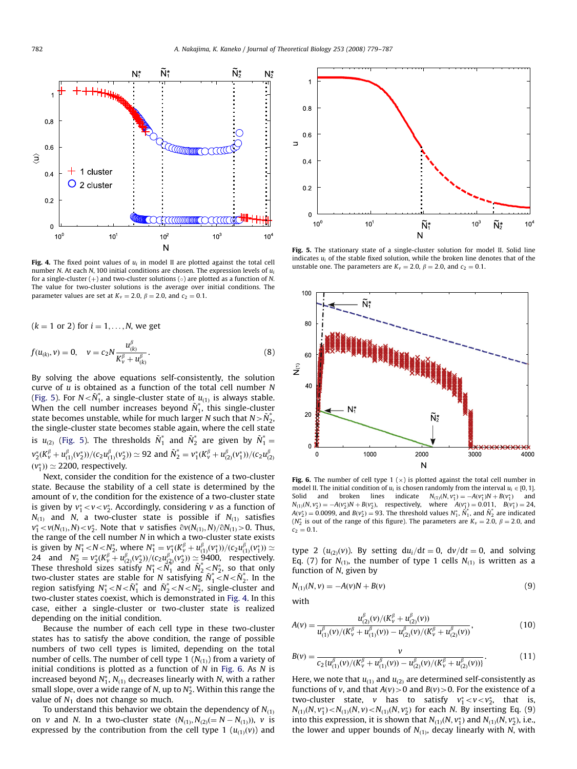Fig. 4. The fixed point values of $u_i$ in model II are plotted against the total cell number $N$. At each $N$, 100 initial conditions are chosen. The expression levels of $u_i$ for a single-cluster (+) and two-cluster solutions (○) are plotted as a function of $N$. The value for two-cluster solutions is the average over initial conditions. The parameter values are set at $K_v = 2.0$, $\beta = 2.0$, and $c_2 = 0.1$.

Fig. 5. The stationary state of a single-cluster solution for model II. Solid line indicates $u_i$ of the stable fixed solution, while the broken line denotes that of the unstable one. The parameters are $K_v = 2.0$, $\beta = 2.0$, and $c_2 = 0.1$.

($k = 1$ or 2) for $i = 1, \ldots, N$, we get

$$f(u_{(k)}, v) = 0, \quad v = c_2 N \frac{u_{(k)}^{\beta}}{K_v^{\beta} + u_{(k)}^{\beta}}. \tag{8}$$

By solving the above equations self-consistently, the solution curve of $u$ is obtained as a function of the total cell number $N$ (Fig. 5). For $N < \tilde{N}_1^*$, a single-cluster state of $u_{(1)}$ is always stable. When the cell number increases beyond $\tilde{N}_1^*$, this single-cluster state becomes unstable, while for much larger $N$ such that $N > \tilde{N}_2^*$, the single-cluster state becomes stable again, where the cell state is $u_{(2)}$ (Fig. 5). The thresholds $\tilde{N}_1^*$ and $\tilde{N}_2^*$ are given by $\tilde{N}_1^* = v_2^*(K_v^{\beta} + u_{(1)}^{\beta}(v_2^*))/(c_2 u_{(1)}^{\beta}(v_2^*)) \simeq 92$ and $\tilde{N}_2^* = v_1^*(K_v^{\beta} + u_{(2)}^{\beta}(v_1^*))/(c_2 u_{(2)}^{\beta}(v_1^*)) \simeq 2200$, respectively.

Next, consider the condition for the existence of a two-cluster state. Because the stability of a cell state is determined by the amount of $v$, the condition for the existence of a two-cluster state is given by $v_1^* < v < v_2^*$. Accordingly, considering $v$ as a function of $N_{(1)}$ and $N$, a two-cluster state is possible if $N_{(1)}$ satisfies $v_1^* < v(N_{(1)}, N) < v_2^*$. Note that $v$ satisfies $\partial v(N_{(1)}, N)/\partial N_{(1)} > 0$. Thus, the range of the cell number $N$ in which a two-cluster state exists is given by $N_1^* < N < N_2^*$, where $N_1^* = v_1^*(K_v^{\beta} + u_{(1)}^{\beta}(v_1^*))/(c_2 u_{(1)}^{\beta}(v_1^*)) \simeq 24$ and $N_2^* = v_2^*(K_v^{\beta} + u_{(2)}^{\beta}(v_2^*))/(c_2 u_{(2)}^{\beta}(v_2^*)) \simeq 9400$, respectively. These threshold sizes satisfy $N_1^* < \tilde{N}_1^*$ and $\tilde{N}_2^* < N_2^*$, so that only two-cluster states are stable for $N$ satisfying $\tilde{N}_1^* < N < \tilde{N}_2^*$. In the region satisfying $N_1^* < N < \tilde{N}_1^*$ and $\tilde{N}_2^* < N < N_2^*$, single-cluster and two-cluster states coexist, which is demonstrated in Fig. 4. In this case, either a single-cluster or two-cluster state is realized depending on the initial condition.

Because the number of each cell type in these two-cluster states has to satisfy the above condition, the range of possible numbers of two cell types is limited, depending on the total number of cells. The number of cell type 1 ($N_{(1)}$) from a variety of initial conditions is plotted as a function of $N$ in Fig. 6. As $N$ is increased beyond $N_1^*$, $N_{(1)}$ decreases linearly with $N$, with a rather small slope, over a wide range of $N$, up to $N_2^*$. Within this range the value of $N_1$ does not change so much.

To understand this behavior we obtain the dependency of $N_{(1)}$ on $v$ and $N$. In a two-cluster state $(N_{(1)}, N_{(2)}(= N - N_{(1)}))$, $v$ is expressed by the contribution from the cell type 1 ($u_{(1)}(v)$) and type 2 ($u_{(2)}(v)$). By setting $du_i/dt = 0$, $dv/dt = 0$, and solving Eq. (7) for $N_{(1)}$, the number of type 1 cells $N_{(1)}$ is written as a function of $N$, given by

$$N_{(1)}(N, v) = -A(v)N + B(v) \tag{9}$$

with

$$A(v) = \frac{u_{(2)}^{\beta}(v)/(K_v^{\beta} + u_{(2)}^{\beta}(v))}{u_{(1)}^{\beta}(v)/(K_v^{\beta} + u_{(1)}^{\beta}(v)) - u_{(2)}^{\beta}(v)/(K_v^{\beta} + u_{(2)}^{\beta}(v))}, \tag{10}$$

$$B(v) = \frac{v}{c_2\{u_{(1)}^{\beta}(v)/(K_v^{\beta} + u_{(1)}^{\beta}(v)) - u_{(2)}^{\beta}(v)/(K_v^{\beta} + u_{(2)}^{\beta}(v))\}}. \tag{11}$$

Here, we note that $u_{(1)}$ and $u_{(2)}$ are determined self-consistently as functions of $v$, and that $A(v) > 0$ and $B(v) > 0$. For the existence of a two-cluster state, $v$ has to satisfy $v_1^* < v < v_2^*$, that is, $N_{(1)}(N, v_1^*) < N_{(1)}(N, v) < N_{(1)}(N, v_2^*)$ for each $N$. By inserting Eq. (9) into this expression, it is shown that $N_{(1)}(N, v_1^*)$ and $N_{(1)}(N, v_2^*)$, i.e., the lower and upper bounds of $N_{(1)}$, decay linearly with $N$, with

Fig. 6. The number of cell type 1 (×) is plotted against the total cell number in model II. The initial condition of $u_i$ is chosen randomly from the interval $u_i \in [0, 1]$. Solid and broken lines indicate $N_{(1)}(N, v_1^*) = -A(v_1^*)N + B(v_1^*)$ and $N_{(1)}(N, v_2^*) = -A(v_2^*)N + B(v_2^*)$, respectively, where $A(v_1^*) = 0.011$, $B(v_1^*) = 24$, $A(v_2^*) = 0.0099$, and $B(v_2^*) = 93$. The threshold values $N_1^*$, $\tilde{N}_1^*$, and $\tilde{N}_2^*$ are indicated ($N_2^*$ is out of the range of this figure). The parameters are $K_v = 2.0$, $\beta = 2.0$, and $c_2 = 0.1$.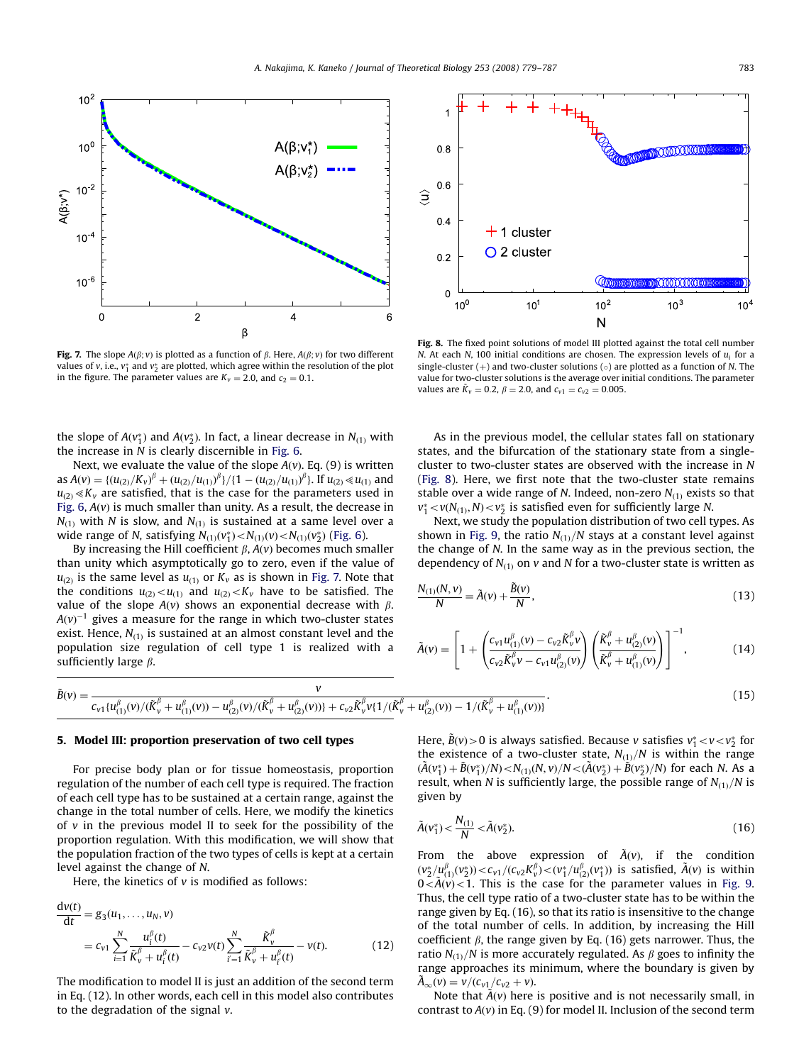Fig. 7. The slope $A(\beta; v)$ is plotted as a function of $\beta$. Here, $A(\beta; v)$ for two different values of $v$, i.e., $v_1^*$ and $v_2^*$ are plotted, which agree within the resolution of the plot in the figure. The parameter values are $K_v = 2.0$, and $c_2 = 0.1$.

Fig. 8. The fixed point solutions of model III plotted against the total cell number $N$. At each $N$, 100 initial conditions are chosen. The expression levels of $u_i$ for a single-cluster (+) and two-cluster solutions (○) are plotted as a function of $N$. The value for two-cluster solutions is the average over initial conditions. The parameter values are $\tilde{K}_v = 0.2$, $\beta = 2.0$, and $c_{v1} = c_{v2} = 0.005$.

the slope of $A(v_1^*)$ and $A(v_2^*)$. In fact, a linear decrease in $N_{(1)}$ with the increase in $N$ is clearly discernible in Fig. 6.

Next, we evaluate the value of the slope $A(v)$. Eq. (9) is written as $A(v) = \{(u_{(2)}/K_v)^\beta + (u_{(2)}/u_{(1)})^\beta\}/\{1-(u_{(2)}/u_{(1)})^\beta\}$. If $u_{(2)} \ll u_{(1)}$ and $u_{(2)} \ll K_v$ are satisfied, that is the case for the parameters used in Fig. 6, $A(v)$ is much smaller than unity. As a result, the decrease in $N_{(1)}$ with $N$ is slow, and $N_{(1)}$ is sustained at a same level over a wide range of $N$, satisfying $N_{(1)}(v_1^*) < N_{(1)}(v) < N_{(1)}(v_2^*)$ (Fig. 6).

By increasing the Hill coefficient $\beta$, $A(v)$ becomes much smaller than unity which asymptotically go to zero, even if the value of $u_{(2)}$ is the same level as $u_{(1)}$ or $K_v$ as is shown in Fig. 7. Note that the conditions $u_{(2)} < u_{(1)}$ and $u_{(2)} < K_v$ have to be satisfied. The value of the slope $A(v)$ shows an exponential decrease with $\beta$. $A(v)^{-1}$ gives a measure for the range in which two-cluster states exist. Hence, $N_{(1)}$ is sustained at an almost constant level and the population size regulation of cell type 1 is realized with a sufficiently large $\beta$.

$$
\tilde{B}(v) = \frac{v}{c_{v1}\{u_{(1)}^\beta(v)/(\tilde{K}_v^\beta + u_{(1)}^\beta(v)) - u_{(2)}^\beta(v)/(\tilde{K}_v^\beta + u_{(2)}^\beta(v))\} + c_{v2}\tilde{K}_v^\beta v\{1/(\tilde{K}_v^\beta + u_{(2)}^\beta(v)) - 1/(\tilde{K}_v^\beta + u_{(1)}^\beta(v))\}}. \tag{15}
$$

## 5. Model III: proportion preservation of two cell types

For precise body plan or for tissue homeostasis, proportion regulation of the number of each cell type is required. The fraction of each cell type has to be sustained at a certain range, against the change in the total number of cells. Here, we modify the kinetics of $v$ in the previous model II to seek for the possibility of the proportion regulation. With this modification, we will show that the population fraction of the two types of cells is kept at a certain level against the change of $N$.

Here, the kinetics of $v$ is modified as follows:

$$
\frac{dv(t)}{dt} = g_3(u_1, \ldots, u_N, v) = c_{v1}\sum_{i=1}^{N}\frac{u_i^\beta(t)}{\tilde{K}_v^\beta + u_i^\beta(t)} - c_{v2}v(t)\sum_{i'=1}^{N}\frac{\tilde{K}_v^\beta}{\tilde{K}_v^\beta + u_{i'}^\beta(t)} - v(t). \tag{12}
$$

The modification to model II is just an addition of the second term in Eq. (12). In other words, each cell in this model also contributes to the degradation of the signal $v$.

As in the previous model, the cellular states fall on stationary states, and the bifurcation of the stationary state from a single-cluster to two-cluster states are observed with the increase in $N$ (Fig. 8). Here, we first note that the two-cluster state remains stable over a wide range of $N$. Indeed, non-zero $N_{(1)}$ exists so that $v_1^* < v(N_{(1)}, N) < v_2^*$ is satisfied even for sufficiently large $N$.

Next, we study the population distribution of two cell types. As shown in Fig. 9, the ratio $N_{(1)}/N$ stays at a constant level against the change of $N$. In the same way as in the previous section, the dependency of $N_{(1)}$ on $v$ and $N$ for a two-cluster state is written as

$$
\frac{N_{(1)}(N, v)}{N} = \tilde{A}(v) + \frac{\tilde{B}(v)}{N}, \tag{13}
$$

$$
\tilde{A}(v) = \left[1 + \left(\frac{c_{v1}u_{(1)}^\beta(v) - c_{v2}\tilde{K}_v^\beta v}{c_{v2}\tilde{K}_v^\beta v - c_{v1}u_{(2)}^\beta(v)}\right)\left(\frac{\tilde{K}_v^\beta + u_{(2)}^\beta(v)}{\tilde{K}_v^\beta + u_{(1)}^\beta(v)}\right)\right]^{-1}, \tag{14}
$$

Here, $\tilde{B}(v) > 0$ is always satisfied. Because $v$ satisfies $v_1^* < v < v_2^*$ for the existence of a two-cluster state, $N_{(1)}/N$ is within the range $(\tilde{A}(v_1^*) + \tilde{B}(v_1^*)/N) < N_{(1)}(N, v)/N < (\tilde{A}(v_2^*) + \tilde{B}(v_2^*)/N)$ for each $N$. As a result, when $N$ is sufficiently large, the possible range of $N_{(1)}/N$ is given by

$$
\tilde{A}(v_1^*) < \frac{N_{(1)}}{N} < \tilde{A}(v_2^*). \tag{16}
$$

From the above expression of $\tilde{A}(v)$, if the condition $(v_2^*/u_{(1)}^\beta(v_2^*)) < c_{v1}/(c_{v2}K_v^\beta) < (v_1^*/u_{(2)}^\beta(v_1^*))$ is satisfied, $\tilde{A}(v)$ is within $0 < \tilde{A}(v) < 1$. This is the case for the parameter values in Fig. 9. Thus, the cell type ratio of a two-cluster state has to be within the range given by Eq. (16), so that its ratio is insensitive to the change of the total number of cells. In addition, by increasing the Hill coefficient $\beta$, the range given by Eq. (16) gets narrower. Thus, the ratio $N_{(1)}/N$ is more accurately regulated. As $\beta$ goes to infinity the range approaches its minimum, where the boundary is given by $\tilde{A}_\infty(v) = v/(c_{v1}/c_{v2} + v)$.

Note that $\tilde{A}(v)$ here is positive and is not necessarily small, in contrast to $A(v)$ in Eq. (9) for model II. Inclusion of the second term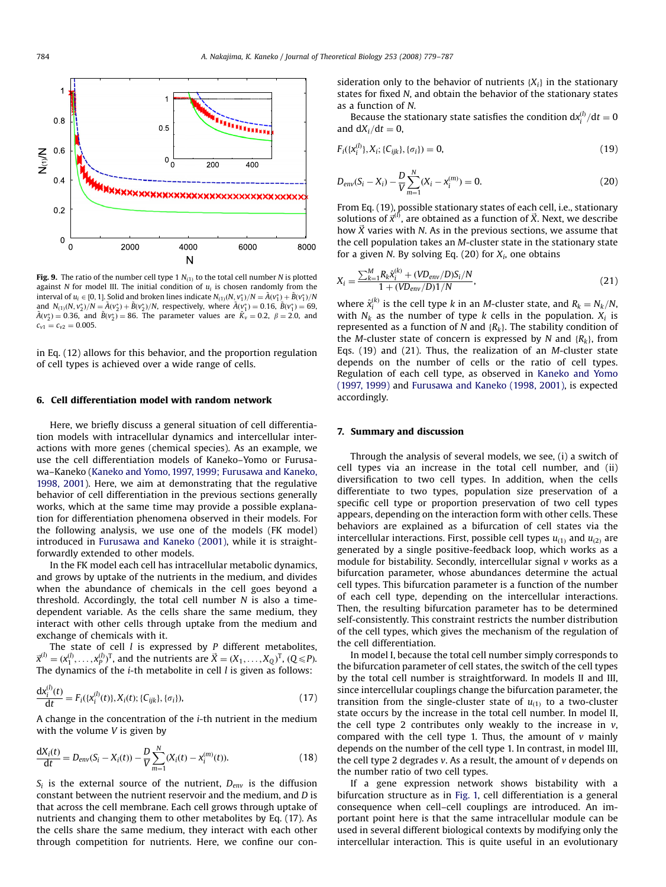**Fig. 9.** The ratio of the number cell type 1 $N_{(1)}$ to the total cell number $N$ is plotted against $N$ for model III. The initial condition of $u_i$ is chosen randomly from the interval of $u_i \in [0,1]$. Solid and broken lines indicate $N_{(1)}(N, v_1^*)/N = \tilde{A}(v_1^*) + \tilde{B}(v_1^*)/N$ and $N_{(1)}(N, v_2^*)/N = \tilde{A}(v_2^*) + \tilde{B}(v_2^*)/N$, respectively, where $\tilde{A}(v_1^*) = 0.16$, $\tilde{B}(v_1^*) = 69$, $\tilde{A}(v_2^*) = 0.36$, and $\tilde{B}(v_2^*) = 86$. The parameter values are $\tilde{K}_v = 0.2$, $\beta = 2.0$, and $c_{v1} = c_{v2} = 0.005$.

in Eq. (12) allows for this behavior, and the proportion regulation of cell types is achieved over a wide range of cells.

## 6. Cell differentiation model with random network

Here, we briefly discuss a general situation of cell differentiation models with intracellular dynamics and intercellular interactions with more genes (chemical species). As an example, we use the cell differentiation models of Kaneko–Yomo or Furusawa–Kaneko (Kaneko and Yomo, 1997, 1999; Furusawa and Kaneko, 1998, 2001). Here, we aim at demonstrating that the regulative behavior of cell differentiation in the previous sections generally works, which at the same time may provide a possible explanation for differentiation phenomena observed in their models. For the following analysis, we use one of the models (FK model) introduced in Furusawa and Kaneko (2001), while it is straightforwardly extended to other models.

In the FK model each cell has intracellular metabolic dynamics, and grows by uptake of the nutrients in the medium, and divides when the abundance of chemicals in the cell goes beyond a threshold. Accordingly, the total cell number $N$ is also a time-dependent variable. As the cells share the same medium, they interact with other cells through uptake from the medium and exchange of chemicals with it.

The state of cell $l$ is expressed by $P$ different metabolites, $\vec{x}^{(l)} = (x_1^{(l)}, \ldots, x_P^{(l)})^{\mathrm{T}}$, and the nutrients are $\vec{X} = (X_1, \ldots, X_Q)^{\mathrm{T}}$, $(Q \leqslant P)$. The dynamics of the $i$-th metabolite in cell $l$ is given as follows:

$$\frac{\mathrm{d}x_i^{(l)}(t)}{\mathrm{d}t} = F_i(\{x_i^{(l)}(t)\}, X_i(t); \{C_{ijk}\}, \{\sigma_i\}), \tag{17}$$

A change in the concentration of the $i$-th nutrient in the medium with the volume $V$ is given by

$$\frac{\mathrm{d}X_i(t)}{\mathrm{d}t} = D_{env}(S_i - X_i(t)) - \frac{D}{V}\sum_{m=1}^{N}(X_i(t) - x_i^{(m)}(t)). \tag{18}$$

$S_i$ is the external source of the nutrient, $D_{env}$ is the diffusion constant between the nutrient reservoir and the medium, and $D$ is that across the cell membrane. Each cell grows through uptake of nutrients and changing them to other metabolites by Eq. (17). As the cells share the same medium, they interact with each other through competition for nutrients. Here, we confine our consideration only to the behavior of nutrients $\{X_i\}$ in the stationary states for fixed $N$, and obtain the behavior of the stationary states as a function of $N$.

Because the stationary state satisfies the condition $\mathrm{d}x_i^{(l)}/\mathrm{d}t = 0$ and $\mathrm{d}X_i/\mathrm{d}t = 0$,

$$F_i(\{x_i^{(l)}\}, X_i; \{C_{ijk}\}, \{\sigma_i\}) = 0, \tag{19}$$

$$D_{env}(S_i - X_i) - \frac{D}{V}\sum_{m=1}^{N}(X_i - x_i^{(m)}) = 0. \tag{20}$$

From Eq. (19), possible stationary states of each cell, i.e., stationary solutions of $\vec{x}^{(l)}$, are obtained as a function of $\vec{X}$. Next, we describe how $\vec{X}$ varies with $N$. As in the previous sections, we assume that the cell population takes an $M$-cluster state in the stationary state for a given $N$. By solving Eq. (20) for $X_i$, one obtains

$$X_i = \frac{\sum_{k=1}^{M} R_k \hat{x}_i^{(k)} + (VD_{env}/D)S_i/N}{1 + (VD_{env}/D)1/N}, \tag{21}$$

where $\hat{x}_i^{(k)}$ is the cell type $k$ in an $M$-cluster state, and $R_k = N_k/N$, with $N_k$ as the number of type $k$ cells in the population. $X_i$ is represented as a function of $N$ and $\{R_k\}$. The stability condition of the $M$-cluster state of concern is expressed by $N$ and $\{R_k\}$, from Eqs. (19) and (21). Thus, the realization of an $M$-cluster state depends on the number of cells or the ratio of cell types. Regulation of each cell type, as observed in Kaneko and Yomo (1997, 1999) and Furusawa and Kaneko (1998, 2001), is expected accordingly.

## 7. Summary and discussion

Through the analysis of several models, we see, (i) a switch of cell types via an increase in the total cell number, and (ii) diversification to two cell types. In addition, when the cells differentiate to two types, population size preservation of a specific cell type or proportion preservation of two cell types appears, depending on the interaction form with other cells. These behaviors are explained as a bifurcation of cell states via the intercellular interactions. First, possible cell types $u_{(1)}$ and $u_{(2)}$ are generated by a single positive-feedback loop, which works as a module for bistability. Secondly, intercellular signal $v$ works as a bifurcation parameter, whose abundances determine the actual cell types. This bifurcation parameter is a function of the number of each cell type, depending on the intercellular interactions. Then, the resulting bifurcation parameter has to be determined self-consistently. This constraint restricts the number distribution of the cell types, which gives the mechanism of the regulation of the cell differentiation.

In model I, because the total cell number simply corresponds to the bifurcation parameter of cell states, the switch of the cell types by the total cell number is straightforward. In models II and III, since intercellular couplings change the bifurcation parameter, the transition from the single-cluster state of $u_{(1)}$ to a two-cluster state occurs by the increase in the total cell number. In model II, the cell type 2 contributes only weakly to the increase in $v$, compared with the cell type 1. Thus, the amount of $v$ mainly depends on the number of the cell type 1. In contrast, in model III, the cell type 2 degrades $v$. As a result, the amount of $v$ depends on the number ratio of two cell types.

If a gene expression network shows bistability with a bifurcation structure as in Fig. 1, cell differentiation is a general consequence when cell–cell couplings are introduced. An important point here is that the same intracellular module can be used in several different biological contexts by modifying only the intercellular interaction. This is quite useful in an evolutionary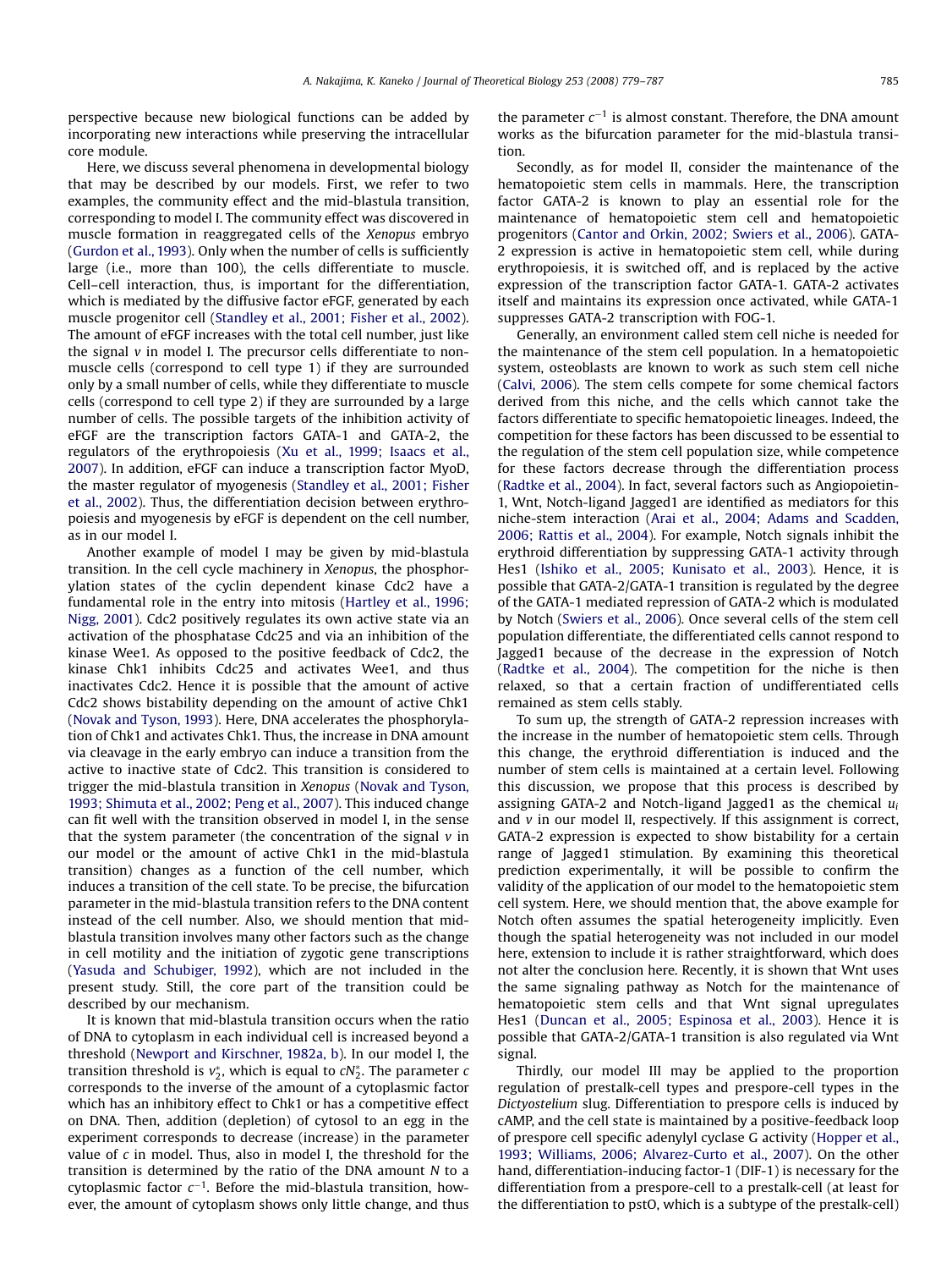perspective because new biological functions can be added by incorporating new interactions while preserving the intracellular core module.

Here, we discuss several phenomena in developmental biology that may be described by our models. First, we refer to two examples, the community effect and the mid-blastula transition, corresponding to model I. The community effect was discovered in muscle formation in reaggregated cells of the *Xenopus* embryo (Gurdon et al., 1993). Only when the number of cells is sufficiently large (i.e., more than 100), the cells differentiate to muscle. Cell–cell interaction, thus, is important for the differentiation, which is mediated by the diffusive factor eFGF, generated by each muscle progenitor cell (Standley et al., 2001; Fisher et al., 2002). The amount of eFGF increases with the total cell number, just like the signal $v$ in model I. The precursor cells differentiate to non-muscle cells (correspond to cell type 1) if they are surrounded only by a small number of cells, while they differentiate to muscle cells (correspond to cell type 2) if they are surrounded by a large number of cells. The possible targets of the inhibition activity of eFGF are the transcription factors GATA-1 and GATA-2, the regulators of the erythropoiesis (Xu et al., 1999; Isaacs et al., 2007). In addition, eFGF can induce a transcription factor MyoD, the master regulator of myogenesis (Standley et al., 2001; Fisher et al., 2002). Thus, the differentiation decision between erythropoiesis and myogenesis by eFGF is dependent on the cell number, as in our model I.

Another example of model I may be given by mid-blastula transition. In the cell cycle machinery in *Xenopus*, the phosphorylation states of the cyclin dependent kinase Cdc2 have a fundamental role in the entry into mitosis (Hartley et al., 1996; Nigg, 2001). Cdc2 positively regulates its own active state via an activation of the phosphatase Cdc25 and via an inhibition of the kinase Wee1. As opposed to the positive feedback of Cdc2, the kinase Chk1 inhibits Cdc25 and activates Wee1, and thus inactivates Cdc2. Hence it is possible that the amount of active Cdc2 shows bistability depending on the amount of active Chk1 (Novak and Tyson, 1993). Here, DNA accelerates the phosphorylation of Chk1 and activates Chk1. Thus, the increase in DNA amount via cleavage in the early embryo can induce a transition from the active to inactive state of Cdc2. This transition is considered to trigger the mid-blastula transition in *Xenopus* (Novak and Tyson, 1993; Shimuta et al., 2002; Peng et al., 2007). This induced change can fit well with the transition observed in model I, in the sense that the system parameter (the concentration of the signal $v$ in our model or the amount of active Chk1 in the mid-blastula transition) changes as a function of the cell number, which induces a transition of the cell state. To be precise, the bifurcation parameter in the mid-blastula transition refers to the DNA content instead of the cell number. Also, we should mention that mid-blastula transition involves many other factors such as the change in cell motility and the initiation of zygotic gene transcriptions (Yasuda and Schubiger, 1992), which are not included in the present study. Still, the core part of the transition could be described by our mechanism.

It is known that mid-blastula transition occurs when the ratio of DNA to cytoplasm in each individual cell is increased beyond a threshold (Newport and Kirschner, 1982a, b). In our model I, the transition threshold is $v_2^*$, which is equal to $cN_2^*$. The parameter $c$ corresponds to the inverse of the amount of a cytoplasmic factor which has an inhibitory effect to Chk1 or has a competitive effect on DNA. Then, addition (depletion) of cytosol to an egg in the experiment corresponds to decrease (increase) in the parameter value of $c$ in model. Thus, also in model I, the threshold for the transition is determined by the ratio of the DNA amount $N$ to a cytoplasmic factor $c^{-1}$. Before the mid-blastula transition, however, the amount of cytoplasm shows only little change, and thus the parameter $c^{-1}$ is almost constant. Therefore, the DNA amount works as the bifurcation parameter for the mid-blastula transition.

Secondly, as for model II, consider the maintenance of the hematopoietic stem cells in mammals. Here, the transcription factor GATA-2 is known to play an essential role for the maintenance of hematopoietic stem cell and hematopoietic progenitors (Cantor and Orkin, 2002; Swiers et al., 2006). GATA-2 expression is active in hematopoietic stem cell, while during erythropoiesis, it is switched off, and is replaced by the active expression of the transcription factor GATA-1. GATA-2 activates itself and maintains its expression once activated, while GATA-1 suppresses GATA-2 transcription with FOG-1.

Generally, an environment called stem cell niche is needed for the maintenance of the stem cell population. In a hematopoietic system, osteoblasts are known to work as such stem cell niche (Calvi, 2006). The stem cells compete for some chemical factors derived from this niche, and the cells which cannot take the factors differentiate to specific hematopoietic lineages. Indeed, the competition for these factors has been discussed to be essential to the regulation of the stem cell population size, while competence for these factors decrease through the differentiation process (Radtke et al., 2004). In fact, several factors such as Angiopoietin-1, Wnt, Notch-ligand Jagged1 are identified as mediators for this niche-stem interaction (Arai et al., 2004; Adams and Scadden, 2006; Rattis et al., 2004). For example, Notch signals inhibit the erythroid differentiation by suppressing GATA-1 activity through Hes1 (Ishiko et al., 2005; Kunisato et al., 2003). Hence, it is possible that GATA-2/GATA-1 transition is regulated by the degree of the GATA-1 mediated repression of GATA-2 which is modulated by Notch (Swiers et al., 2006). Once several cells of the stem cell population differentiate, the differentiated cells cannot respond to Jagged1 because of the decrease in the expression of Notch (Radtke et al., 2004). The competition for the niche is then relaxed, so that a certain fraction of undifferentiated cells remained as stem cells stably.

To sum up, the strength of GATA-2 repression increases with the increase in the number of hematopoietic stem cells. Through this change, the erythroid differentiation is induced and the number of stem cells is maintained at a certain level. Following this discussion, we propose that this process is described by assigning GATA-2 and Notch-ligand Jagged1 as the chemical $u_i$ and $v$ in our model II, respectively. If this assignment is correct, GATA-2 expression is expected to show bistability for a certain range of Jagged1 stimulation. By examining this theoretical prediction experimentally, it will be possible to confirm the validity of the application of our model to the hematopoietic stem cell system. Here, we should mention that, the above example for Notch often assumes the spatial heterogeneity implicitly. Even though the spatial heterogeneity was not included in our model here, extension to include it is rather straightforward, which does not alter the conclusion here. Recently, it is shown that Wnt uses the same signaling pathway as Notch for the maintenance of hematopoietic stem cells and that Wnt signal upregulates Hes1 (Duncan et al., 2005; Espinosa et al., 2003). Hence it is possible that GATA-2/GATA-1 transition is also regulated via Wnt signal.

Thirdly, our model III may be applied to the proportion regulation of prestalk-cell types and prespore-cell types in the *Dictyostelium* slug. Differentiation to prespore cells is induced by cAMP, and the cell state is maintained by a positive-feedback loop of prespore cell specific adenylyl cyclase G activity (Hopper et al., 1993; Williams, 2006; Alvarez-Curto et al., 2007). On the other hand, differentiation-inducing factor-1 (DIF-1) is necessary for the differentiation from a prespore-cell to a prestalk-cell (at least for the differentiation to pstO, which is a subtype of the prestalk-cell)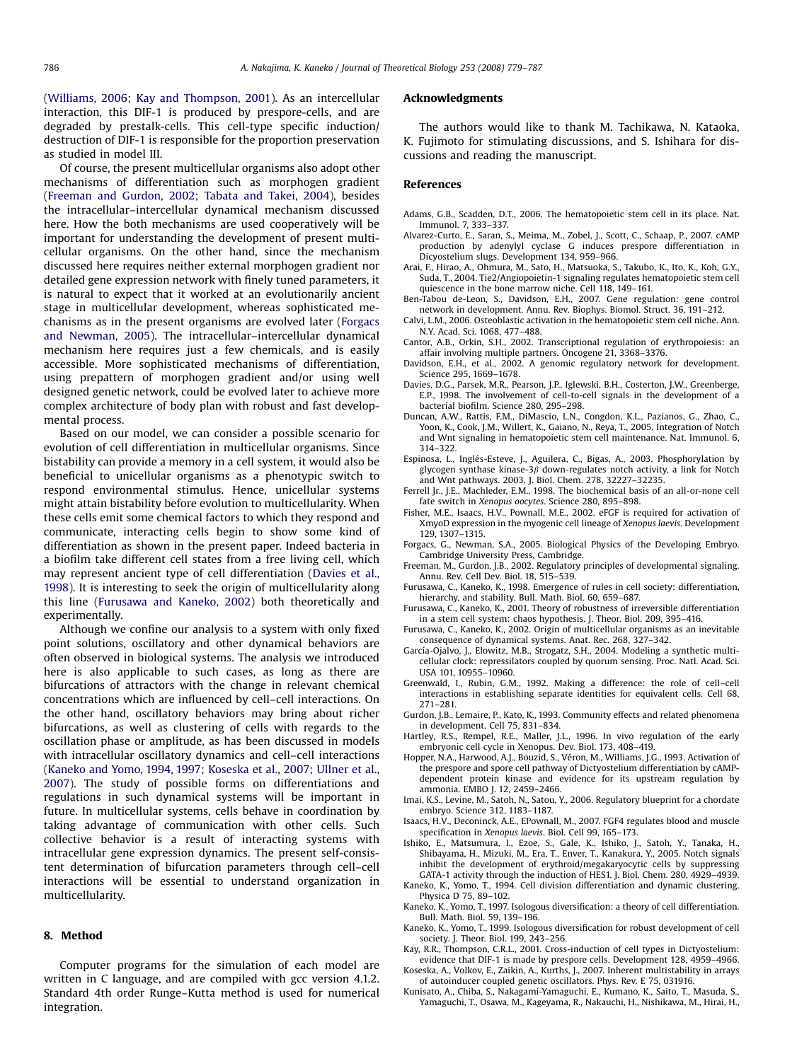(Williams, 2006; Kay and Thompson, 2001). As an intercellular interaction, this DIF-1 is produced by prespore-cells, and are degraded by prestalk-cells. This cell-type specific induction/destruction of DIF-1 is responsible for the proportion preservation as studied in model III.

Of course, the present multicellular organisms also adopt other mechanisms of differentiation such as morphogen gradient (Freeman and Gurdon, 2002; Tabata and Takei, 2004), besides the intracellular–intercellular dynamical mechanism discussed here. How the both mechanisms are used cooperatively will be important for understanding the development of present multicellular organisms. On the other hand, since the mechanism discussed here requires neither external morphogen gradient nor detailed gene expression network with finely tuned parameters, it is natural to expect that it worked at an evolutionarily ancient stage in multicellular development, whereas sophisticated mechanisms as in the present organisms are evolved later (Forgacs and Newman, 2005). The intracellular–intercellular dynamical mechanism here requires just a few chemicals, and is easily accessible. More sophisticated mechanisms of differentiation, using prepattern of morphogen gradient and/or using well designed genetic network, could be evolved later to achieve more complex architecture of body plan with robust and fast developmental process.

Based on our model, we can consider a possible scenario for evolution of cell differentiation in multicellular organisms. Since bistability can provide a memory in a cell system, it would also be beneficial to unicellular organisms as a phenotypic switch to respond environmental stimulus. Hence, unicellular systems might attain bistability before evolution to multicellularity. When these cells emit some chemical factors to which they respond and communicate, interacting cells begin to show some kind of differentiation as shown in the present paper. Indeed bacteria in a biofilm take different cell states from a free living cell, which may represent ancient type of cell differentiation (Davies et al., 1998). It is interesting to seek the origin of multicellularity along this line (Furusawa and Kaneko, 2002) both theoretically and experimentally.

Although we confine our analysis to a system with only fixed point solutions, oscillatory and other dynamical behaviors are often observed in biological systems. The analysis we introduced here is also applicable to such cases, as long as there are bifurcations of attractors with the change in relevant chemical concentrations which are influenced by cell–cell interactions. On the other hand, oscillatory behaviors may bring about richer bifurcations, as well as clustering of cells with regards to the oscillation phase or amplitude, as has been discussed in models with intracellular oscillatory dynamics and cell–cell interactions (Kaneko and Yomo, 1994, 1997; Koseska et al., 2007; Ullner et al., 2007). The study of possible forms on differentiations and regulations in such dynamical systems will be important in future. In multicellular systems, cells behave in coordination by taking advantage of communication with other cells. Such collective behavior is a result of interacting systems with intracellular gene expression dynamics. The present self-consistent determination of bifurcation parameters through cell–cell interactions will be essential to understand organization in multicellularity.

## 8. Method

Computer programs for the simulation of each model are written in C language, and are compiled with gcc version 4.1.2. Standard 4th order Runge–Kutta method is used for numerical integration.

## Acknowledgments

The authors would like to thank M. Tachikawa, N. Kataoka, K. Fujimoto for stimulating discussions, and S. Ishihara for discussions and reading the manuscript.

## References

Adams, G.B., Scadden, D.T., 2006. The hematopoietic stem cell in its place. Nat. Immunol. 7, 333–337.

Alvarez-Curto, E., Saran, S., Meima, M., Zobel, J., Scott, C., Schaap, P., 2007. cAMP production by adenylyl cyclase G induces prespore differentiation in Dicyostelium slugs. Development 134, 959–966.

Arai, F., Hirao, A., Ohmura, M., Sato, H., Matsuoka, S., Takubo, K., Ito, K., Koh, G.Y., Suda, T., 2004. Tie2/Angiopoietin-1 signaling regulates hematopoietic stem cell quiescence in the bone marrow niche. Cell 118, 149–161.

Ben-Tabou de-Leon, S., Davidson, E.H., 2007. Gene regulation: gene control network in development. Annu. Rev. Biophys. Biomol. Struct. 36, 191–212.

Calvi, L.M., 2006. Osteoblastic activation in the hematopoietic stem cell niche. Ann. N.Y. Acad. Sci. 1068, 477–488.

Cantor, A.B., Orkin, S.H., 2002. Transcriptional regulation of erythropoiesis: an affair involving multiple partners. Oncogene 21, 3368–3376.

Davidson, E.H., et al., 2002. A genomic regulatory network for development. Science 295, 1669–1678.

Davies, D.G., Parsek, M.R., Pearson, J.P., Iglewski, B.H., Costerton, J.W., Greenberge, E.P., 1998. The involvement of cell-to-cell signals in the development of a bacterial biofilm. Science 280, 295–298.

Duncan, A.W., Rattis, F.M., DiMascio, L.N., Congdon, K.L., Pazianos, G., Zhao, C., Yoon, K., Cook, J.M., Willert, K., Gaiano, N., Reya, T., 2005. Integration of Notch and Wnt signaling in hematopoietic stem cell maintenance. Nat. Immunol. 6, 314–322.

Espinosa, L., Inglés-Esteve, J., Aguilera, C., Bigas, A., 2003. Phosphorylation by glycogen synthase kinase-3$\beta$ down-regulates notch activity, a link for Notch and Wnt pathways. 2003. J. Biol. Chem. 278, 32227–32235.

Ferrell Jr., J.E., Machleder, E.M., 1998. The biochemical basis of an all-or-none cell fate switch in *Xenopus oocytes*. Science 280, 895–898.

Fisher, M.E., Isaacs, H.V., Pownall, M.E., 2002. eFGF is required for activation of XmyoD expression in the myogenic cell lineage of *Xenopus laevis*. Development 129, 1307–1315.

Forgacs, G., Newman, S.A., 2005. Biological Physics of the Developing Embryo. Cambridge University Press, Cambridge.

Freeman, M., Gurdon, J.B., 2002. Regulatory principles of developmental signaling. Annu. Rev. Cell Dev. Biol. 18, 515–539.

Furusawa, C., Kaneko, K., 1998. Emergence of rules in cell society: differentiation, hierarchy, and stability. Bull. Math. Biol. 60, 659–687.

Furusawa, C., Kaneko, K., 2001. Theory of robustness of irreversible differentiation in a stem cell system: chaos hypothesis. J. Theor. Biol. 209, 395–416.

Furusawa, C., Kaneko, K., 2002. Origin of multicellular organisms as an inevitable consequence of dynamical systems. Anat. Rec. 268, 327–342.

García-Ojalvo, J., Elowitz, M.B., Strogatz, S.H., 2004. Modeling a synthetic multicellular clock: repressilators coupled by quorum sensing. Proc. Natl. Acad. Sci. USA 101, 10955–10960.

Greenwald, I., Rubin, G.M., 1992. Making a difference: the role of cell–cell interactions in establishing separate identities for equivalent cells. Cell 68, 271–281.

Gurdon, J.B., Lemaire, P., Kato, K., 1993. Community effects and related phenomena in development. Cell 75, 831–834.

Hartley, R.S., Rempel, R.E., Maller, J.L., 1996. In vivo regulation of the early embryonic cell cycle in Xenopus. Dev. Biol. 173, 408–419.

Hopper, N.A., Harwood, A.J., Bouzid, S., Véron, M., Williams, J.G., 1993. Activation of the prespore and spore cell pathway of Dictyostelium differentiation by cAMP-dependent protein kinase and evidence for its upstream regulation by ammonia. EMBO J. 12, 2459–2466.

Imai, K.S., Levine, M., Satoh, N., Satou, Y., 2006. Regulatory blueprint for a chordate embryo. Science 312, 1183–1187.

Isaacs, H.V., Deconinck, A.E., EPownall, M., 2007. FGF4 regulates blood and muscle specification in *Xenopus laevis*. Biol. Cell 99, 165–173.

Ishiko, E., Matsumura, I., Ezoe, S., Gale, K., Ishiko, J., Satoh, Y., Tanaka, H., Shibayama, H., Mizuki, M., Era, T., Enver, T., Kanakura, Y., 2005. Notch signals inhibit the development of erythroid/megakaryocytic cells by suppressing GATA-1 activity through the induction of HES1. J. Biol. Chem. 280, 4929–4939.

Kaneko, K., Yomo, T., 1994. Cell division differentiation and dynamic clustering. Physica D 75, 89–102.

Kaneko, K., Yomo, T., 1997. Isologous diversification: a theory of cell differentiation. Bull. Math. Biol. 59, 139–196.

Kaneko, K., Yomo, T., 1999. Isologous diversification for robust development of cell society. J. Theor. Biol. 199, 243–256.

Kay, R.R., Thompson, C.R.L., 2001. Cross-induction of cell types in Dictyostelium: evidence that DIF-1 is made by prespore cells. Development 128, 4959–4966.

Koseska, A., Volkov, E., Zaikin, A., Kurths, J., 2007. Inherent multistability in arrays of autoinducer coupled genetic oscillators. Phys. Rev. E 75, 031916.

Kunisato, A., Chiba, S., Nakagami-Yamaguchi, E., Kumano, K., Saito, T., Masuda, S., Yamaguchi, T., Osawa, M., Kageyama, R., Nakauchi, H., Nishikawa, M., Hirai, H.,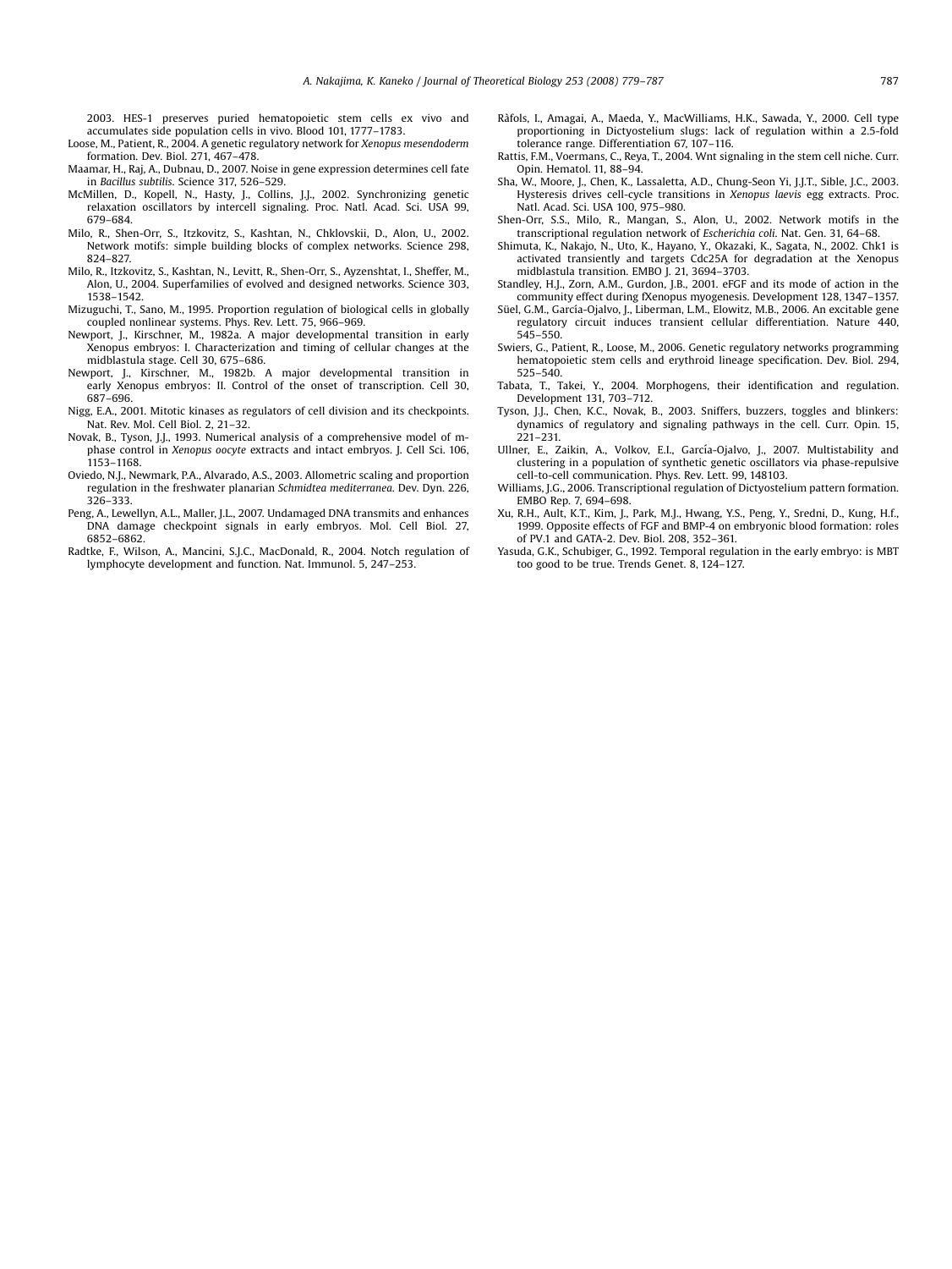2003. HES-1 preserves puried hematopoietic stem cells ex vivo and accumulates side population cells in vivo. Blood 101, 1777–1783.

Loose, M., Patient, R., 2004. A genetic regulatory network for *Xenopus mesendoderm* formation. Dev. Biol. 271, 467–478.

Maamar, H., Raj, A., Dubnau, D., 2007. Noise in gene expression determines cell fate in *Bacillus subtilis*. Science 317, 526–529.

McMillen, D., Kopell, N., Hasty, J., Collins, J.J., 2002. Synchronizing genetic relaxation oscillators by intercell signaling. Proc. Natl. Acad. Sci. USA 99, 679–684.

Milo, R., Shen-Orr, S., Itzkovitz, S., Kashtan, N., Chklovskii, D., Alon, U., 2002. Network motifs: simple building blocks of complex networks. Science 298, 824–827.

Milo, R., Itzkovitz, S., Kashtan, N., Levitt, R., Shen-Orr, S., Ayzenshtat, I., Sheffer, M., Alon, U., 2004. Superfamilies of evolved and designed networks. Science 303, 1538–1542.

Mizuguchi, T., Sano, M., 1995. Proportion regulation of biological cells in globally coupled nonlinear systems. Phys. Rev. Lett. 75, 966–969.

Newport, J., Kirschner, M., 1982a. A major developmental transition in early Xenopus embryos: I. Characterization and timing of cellular changes at the midblastula stage. Cell 30, 675–686.

Newport, J., Kirschner, M., 1982b. A major developmental transition in early Xenopus embryos: II. Control of the onset of transcription. Cell 30, 687–696.

Nigg, E.A., 2001. Mitotic kinases as regulators of cell division and its checkpoints. Nat. Rev. Mol. Cell Biol. 2, 21–32.

Novak, B., Tyson, J.J., 1993. Numerical analysis of a comprehensive model of m-phase control in *Xenopus oocyte* extracts and intact embryos. J. Cell Sci. 106, 1153–1168.

Oviedo, N.J., Newmark, P.A., Alvarado, A.S., 2003. Allometric scaling and proportion regulation in the freshwater planarian *Schmidtea mediterranea*. Dev. Dyn. 226, 326–333.

Peng, A., Lewellyn, A.L., Maller, J.L., 2007. Undamaged DNA transmits and enhances DNA damage checkpoint signals in early embryos. Mol. Cell Biol. 27, 6852–6862.

Radtke, F., Wilson, A., Mancini, S.J.C., MacDonald, R., 2004. Notch regulation of lymphocyte development and function. Nat. Immunol. 5, 247–253.

Ràfols, I., Amagai, A., Maeda, Y., MacWilliams, H.K., Sawada, Y., 2000. Cell type proportioning in Dictyostelium slugs: lack of regulation within a 2.5-fold tolerance range. Differentiation 67, 107–116.

Rattis, F.M., Voermans, C., Reya, T., 2004. Wnt signaling in the stem cell niche. Curr. Opin. Hematol. 11, 88–94.

Sha, W., Moore, J., Chen, K., Lassaletta, A.D., Chung-Seon Yi, J.J.T., Sible, J.C., 2003. Hysteresis drives cell-cycle transitions in *Xenopus laevis* egg extracts. Proc. Natl. Acad. Sci. USA 100, 975–980.

Shen-Orr, S.S., Milo, R., Mangan, S., Alon, U., 2002. Network motifs in the transcriptional regulation network of *Escherichia coli*. Nat. Gen. 31, 64–68.

Shimuta, K., Nakajo, N., Uto, K., Hayano, Y., Okazaki, K., Sagata, N., 2002. Chk1 is activated transiently and targets Cdc25A for degradation at the Xenopus midblastula transition. EMBO J. 21, 3694–3703.

Standley, H.J., Zorn, A.M., Gurdon, J.B., 2001. eFGF and its mode of action in the community effect during fXenopus myogenesis. Development 128, 1347–1357.

Süel, G.M., García-Ojalvo, J., Liberman, L.M., Elowitz, M.B., 2006. An excitable gene regulatory circuit induces transient cellular differentiation. Nature 440, 545–550.

Swiers, G., Patient, R., Loose, M., 2006. Genetic regulatory networks programming hematopoietic stem cells and erythroid lineage specification. Dev. Biol. 294, 525–540.

Tabata, T., Takei, Y., 2004. Morphogens, their identification and regulation. Development 131, 703–712.

Tyson, J.J., Chen, K.C., Novak, B., 2003. Sniffers, buzzers, toggles and blinkers: dynamics of regulatory and signaling pathways in the cell. Curr. Opin. 15, 221–231.

Ullner, E., Zaikin, A., Volkov, E.I., García-Ojalvo, J., 2007. Multistability and clustering in a population of synthetic genetic oscillators via phase-repulsive cell-to-cell communication. Phys. Rev. Lett. 99, 148103.

Williams, J.G., 2006. Transcriptional regulation of Dictyostelium pattern formation. EMBO Rep. 7, 694–698.

Xu, R.H., Ault, K.T., Kim, J., Park, M.J., Hwang, Y.S., Peng, Y., Sredni, D., Kung, H.f., 1999. Opposite effects of FGF and BMP-4 on embryonic blood formation: roles of PV.1 and GATA-2. Dev. Biol. 208, 352–361.

Yasuda, G.K., Schubiger, G., 1992. Temporal regulation in the early embryo: is MBT too good to be true. Trends Genet. 8, 124–127.